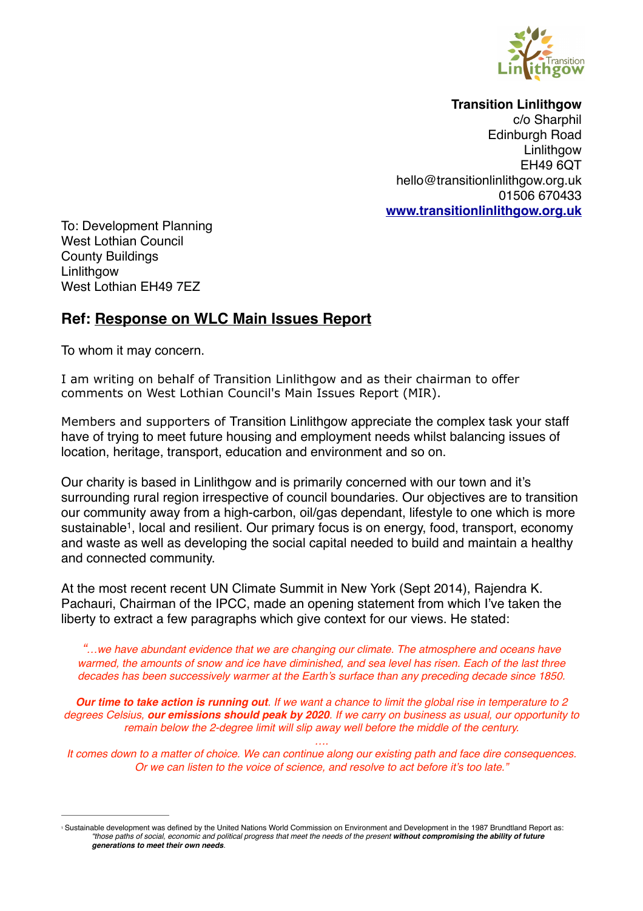**Transition Linlithgow**
c/o Sharphil
Edinburgh Road
Linlithgow
EH49 6QT
hello@transitionlinlithgow.org.uk
01506 670433
[www.transitionlinlithgow.org.uk](http://www.transitionlinlithgow.org.uk)

To: Development Planning
West Lothian Council
County Buildings
Linlithgow
West Lothian EH49 7EZ

## Ref: Response on WLC Main Issues Report

To whom it may concern.

I am writing on behalf of Transition Linlithgow and as their chairman to offer comments on West Lothian Council's Main Issues Report (MIR).

Members and supporters of Transition Linlithgow appreciate the complex task your staff have of trying to meet future housing and employment needs whilst balancing issues of location, heritage, transport, education and environment and so on.

Our charity is based in Linlithgow and is primarily concerned with our town and it's surrounding rural region irrespective of council boundaries. Our objectives are to transition our community away from a high-carbon, oil/gas dependant, lifestyle to one which is more sustainable[1], local and resilient. Our primary focus is on energy, food, transport, economy and waste as well as developing the social capital needed to build and maintain a healthy and connected community.

At the most recent recent UN Climate Summit in New York (Sept 2014), Rajendra K. Pachauri, Chairman of the IPCC, made an opening statement from which I've taken the liberty to extract a few paragraphs which give context for our views. He stated:

> *"…we have abundant evidence that we are changing our climate. The atmosphere and oceans have warmed, the amounts of snow and ice have diminished, and sea level has risen. Each of the last three decades has been successively warmer at the Earth's surface than any preceding decade since 1850.*
>
> ***Our time to take action is running out**. If we want a chance to limit the global rise in temperature to 2 degrees Celsius, **our emissions should peak by 2020**. If we carry on business as usual, our opportunity to remain below the 2-degree limit will slip away well before the middle of the century.*
>
> *….*
>
> *It comes down to a matter of choice. We can continue along our existing path and face dire consequences. Or we can listen to the voice of science, and resolve to act before it's too late."*

---

[1] Sustainable development was defined by the United Nations World Commission on Environment and Development in the 1987 Brundtland Report as: *"those paths of social, economic and political progress that meet the needs of the present **without compromising the ability of future generations to meet their own needs**.*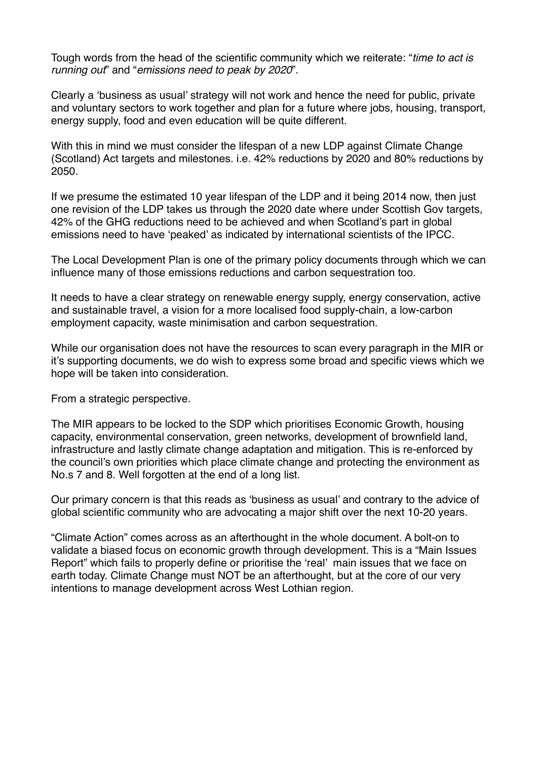Tough words from the head of the scientific community which we reiterate: "*time to act is running out*" and "*emissions need to peak by 2020*".

Clearly a 'business as usual' strategy will not work and hence the need for public, private and voluntary sectors to work together and plan for a future where jobs, housing, transport, energy supply, food and even education will be quite different.

With this in mind we must consider the lifespan of a new LDP against Climate Change (Scotland) Act targets and milestones. i.e. 42% reductions by 2020 and 80% reductions by 2050.

If we presume the estimated 10 year lifespan of the LDP and it being 2014 now, then just one revision of the LDP takes us through the 2020 date where under Scottish Gov targets, 42% of the GHG reductions need to be achieved and when Scotland's part in global emissions need to have 'peaked' as indicated by international scientists of the IPCC.

The Local Development Plan is one of the primary policy documents through which we can influence many of those emissions reductions and carbon sequestration too.

It needs to have a clear strategy on renewable energy supply, energy conservation, active and sustainable travel, a vision for a more localised food supply-chain, a low-carbon employment capacity, waste minimisation and carbon sequestration.

While our organisation does not have the resources to scan every paragraph in the MIR or it's supporting documents, we do wish to express some broad and specific views which we hope will be taken into consideration.

From a strategic perspective.

The MIR appears to be locked to the SDP which prioritises Economic Growth, housing capacity, environmental conservation, green networks, development of brownfield land, infrastructure and lastly climate change adaptation and mitigation. This is re-enforced by the council's own priorities which place climate change and protecting the environment as No.s 7 and 8. Well forgotten at the end of a long list.

Our primary concern is that this reads as 'business as usual' and contrary to the advice of global scientific community who are advocating a major shift over the next 10-20 years.

"Climate Action" comes across as an afterthought in the whole document. A bolt-on to validate a biased focus on economic growth through development. This is a "Main Issues Report" which fails to properly define or prioritise the 'real' main issues that we face on earth today. Climate Change must NOT be an afterthought, but at the core of our very intentions to manage development across West Lothian region.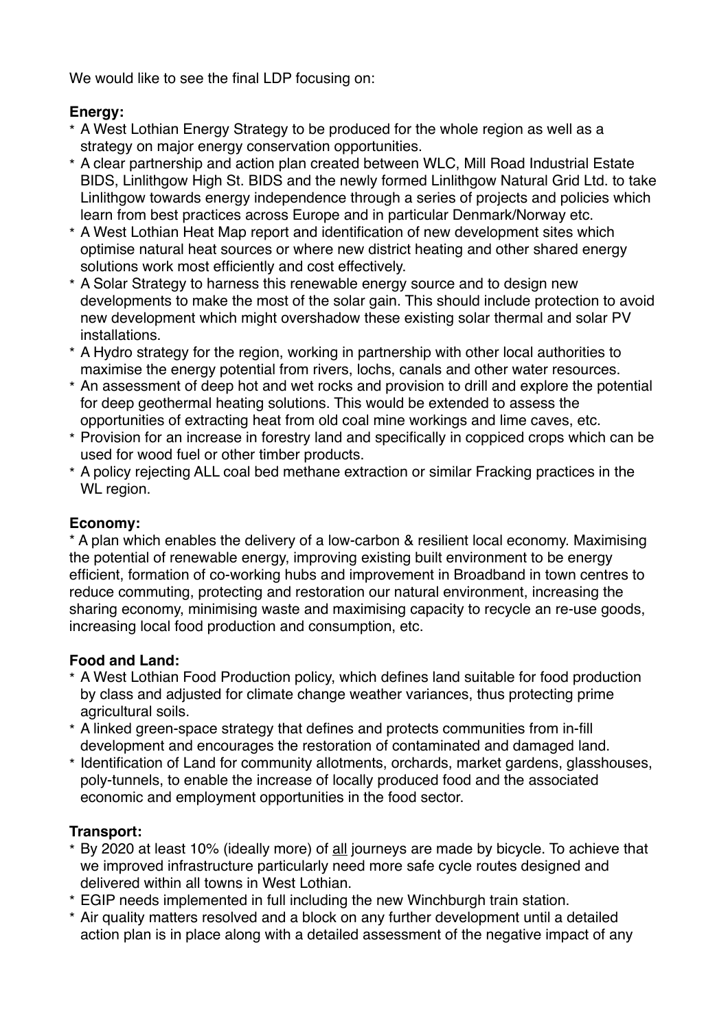We would like to see the final LDP focusing on:

**Energy:**

* A West Lothian Energy Strategy to be produced for the whole region as well as a strategy on major energy conservation opportunities.
* A clear partnership and action plan created between WLC, Mill Road Industrial Estate BIDS, Linlithgow High St. BIDS and the newly formed Linlithgow Natural Grid Ltd. to take Linlithgow towards energy independence through a series of projects and policies which learn from best practices across Europe and in particular Denmark/Norway etc.
* A West Lothian Heat Map report and identification of new development sites which optimise natural heat sources or where new district heating and other shared energy solutions work most efficiently and cost effectively.
* A Solar Strategy to harness this renewable energy source and to design new developments to make the most of the solar gain. This should include protection to avoid new development which might overshadow these existing solar thermal and solar PV installations.
* A Hydro strategy for the region, working in partnership with other local authorities to maximise the energy potential from rivers, lochs, canals and other water resources.
* An assessment of deep hot and wet rocks and provision to drill and explore the potential for deep geothermal heating solutions. This would be extended to assess the opportunities of extracting heat from old coal mine workings and lime caves, etc.
* Provision for an increase in forestry land and specifically in coppiced crops which can be used for wood fuel or other timber products.
* A policy rejecting ALL coal bed methane extraction or similar Fracking practices in the WL region.

**Economy:**

* A plan which enables the delivery of a low-carbon & resilient local economy. Maximising the potential of renewable energy, improving existing built environment to be energy efficient, formation of co-working hubs and improvement in Broadband in town centres to reduce commuting, protecting and restoration our natural environment, increasing the sharing economy, minimising waste and maximising capacity to recycle an re-use goods, increasing local food production and consumption, etc.

**Food and Land:**

* A West Lothian Food Production policy, which defines land suitable for food production by class and adjusted for climate change weather variances, thus protecting prime agricultural soils.
* A linked green-space strategy that defines and protects communities from in-fill development and encourages the restoration of contaminated and damaged land.
* Identification of Land for community allotments, orchards, market gardens, glasshouses, poly-tunnels, to enable the increase of locally produced food and the associated economic and employment opportunities in the food sector.

**Transport:**

* By 2020 at least 10% (ideally more) of <u>all</u> journeys are made by bicycle. To achieve that we improved infrastructure particularly need more safe cycle routes designed and delivered within all towns in West Lothian.
* EGIP needs implemented in full including the new Winchburgh train station.
* Air quality matters resolved and a block on any further development until a detailed action plan is in place along with a detailed assessment of the negative impact of any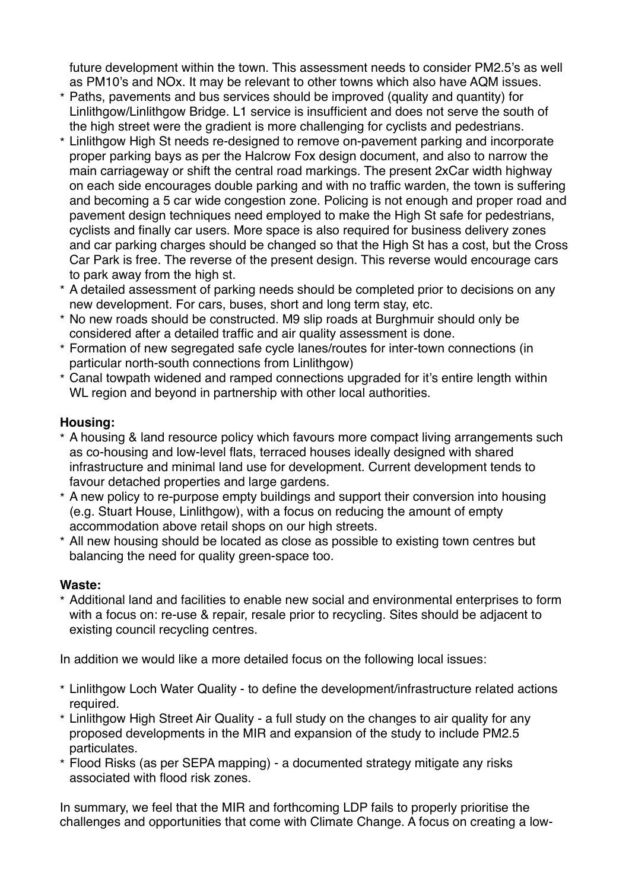future development within the town. This assessment needs to consider PM2.5's as well as PM10's and NOx. It may be relevant to other towns which also have AQM issues.

* Paths, pavements and bus services should be improved (quality and quantity) for Linlithgow/Linlithgow Bridge. L1 service is insufficient and does not serve the south of the high street were the gradient is more challenging for cyclists and pedestrians.
* Linlithgow High St needs re-designed to remove on-pavement parking and incorporate proper parking bays as per the Halcrow Fox design document, and also to narrow the main carriageway or shift the central road markings. The present 2xCar width highway on each side encourages double parking and with no traffic warden, the town is suffering and becoming a 5 car wide congestion zone. Policing is not enough and proper road and pavement design techniques need employed to make the High St safe for pedestrians, cyclists and finally car users. More space is also required for business delivery zones and car parking charges should be changed so that the High St has a cost, but the Cross Car Park is free. The reverse of the present design. This reverse would encourage cars to park away from the high st.
* A detailed assessment of parking needs should be completed prior to decisions on any new development. For cars, buses, short and long term stay, etc.
* No new roads should be constructed. M9 slip roads at Burghmuir should only be considered after a detailed traffic and air quality assessment is done.
* Formation of new segregated safe cycle lanes/routes for inter-town connections (in particular north-south connections from Linlithgow)
* Canal towpath widened and ramped connections upgraded for it's entire length within WL region and beyond in partnership with other local authorities.

**Housing:**

* A housing & land resource policy which favours more compact living arrangements such as co-housing and low-level flats, terraced houses ideally designed with shared infrastructure and minimal land use for development. Current development tends to favour detached properties and large gardens.
* A new policy to re-purpose empty buildings and support their conversion into housing (e.g. Stuart House, Linlithgow), with a focus on reducing the amount of empty accommodation above retail shops on our high streets.
* All new housing should be located as close as possible to existing town centres but balancing the need for quality green-space too.

**Waste:**

* Additional land and facilities to enable new social and environmental enterprises to form with a focus on: re-use & repair, resale prior to recycling. Sites should be adjacent to existing council recycling centres.

In addition we would like a more detailed focus on the following local issues:

* Linlithgow Loch Water Quality - to define the development/infrastructure related actions required.
* Linlithgow High Street Air Quality - a full study on the changes to air quality for any proposed developments in the MIR and expansion of the study to include PM2.5 particulates.
* Flood Risks (as per SEPA mapping) - a documented strategy mitigate any risks associated with flood risk zones.

In summary, we feel that the MIR and forthcoming LDP fails to properly prioritise the challenges and opportunities that come with Climate Change. A focus on creating a low-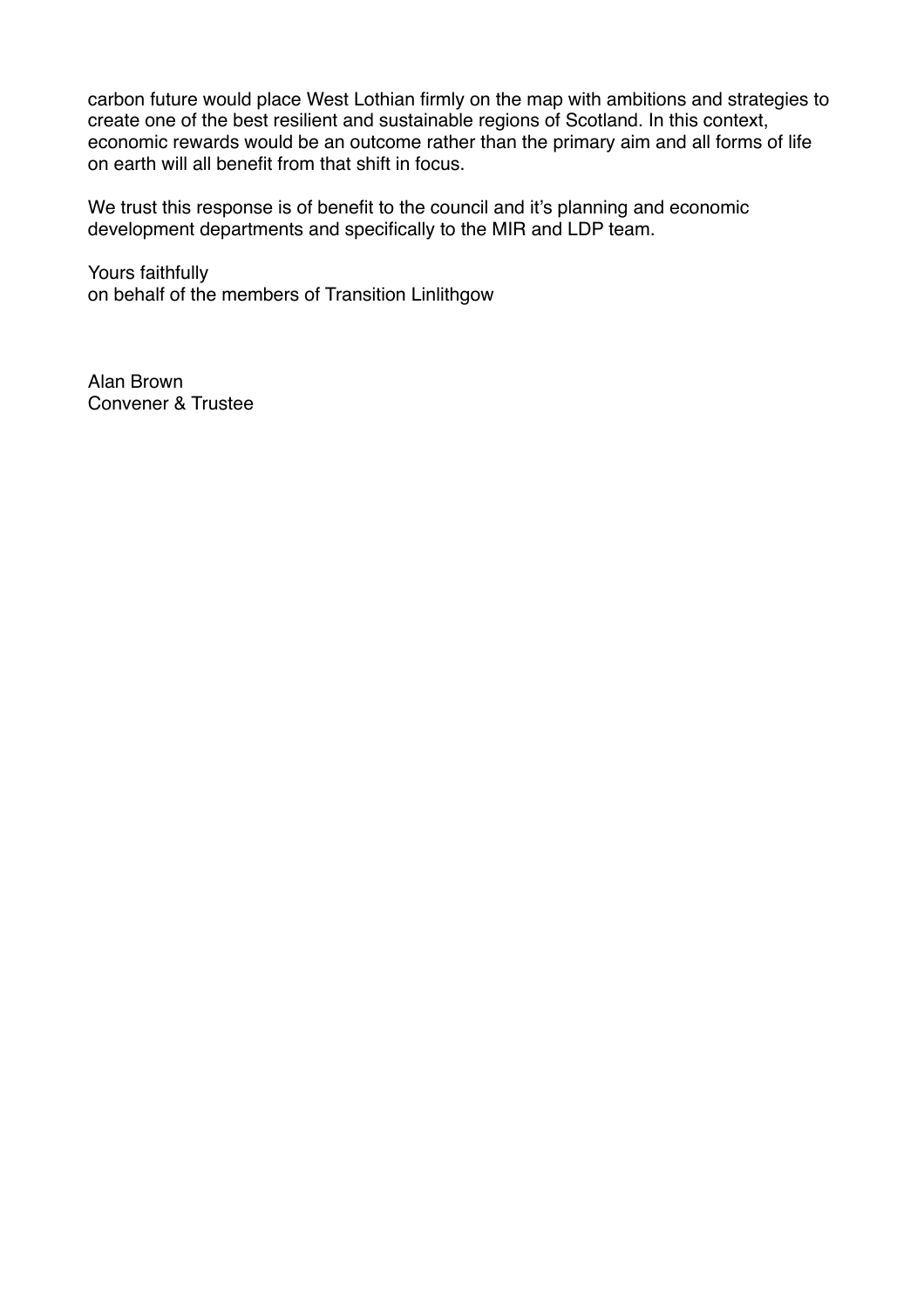carbon future would place West Lothian firmly on the map with ambitions and strategies to create one of the best resilient and sustainable regions of Scotland. In this context, economic rewards would be an outcome rather than the primary aim and all forms of life on earth will all benefit from that shift in focus.

We trust this response is of benefit to the council and it's planning and economic development departments and specifically to the MIR and LDP team.

Yours faithfully
on behalf of the members of Transition Linlithgow

Alan Brown
Convener & Trustee